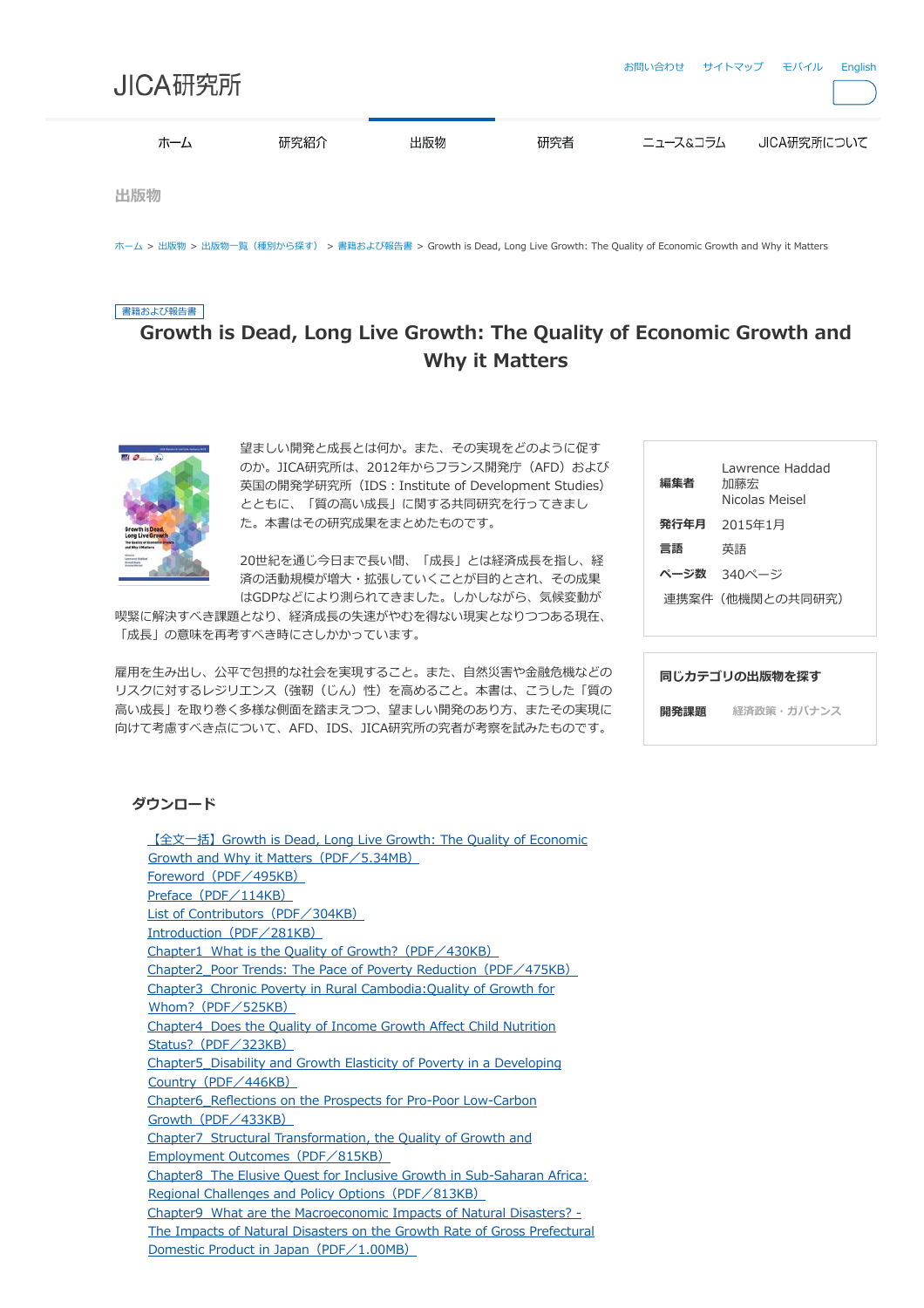JICA研究所

お問い合わせ　サイトマップ　モバイル　English

ホーム　研究紹介　出版物　研究者　ニュース&コラム　JICA研究所について

出版物

ホーム > 出版物 > 出版物一覧（種別から探す） > 書籍および報告書 > Growth is Dead, Long Live Growth: The Quality of Economic Growth and Why it Matters

書籍および報告書

# Growth is Dead, Long Live Growth: The Quality of Economic Growth and Why it Matters

望ましい開発と成長とは何か。また、その実現をどのように促すのか。JICA研究所は、2012年からフランス開発庁（AFD）および英国の開発学研究所（IDS：Institute of Development Studies）とともに、「質の高い成長」に関する共同研究を行ってきました。本書はその研究成果をまとめたものです。

20世紀を通じ今日まで長い間、「成長」とは経済成長を指し、経済の活動規模が増大・拡張していくことが目的とされ、その成果はGDPなどにより測られてきました。しかしながら、気候変動が喫緊に解決すべき課題となり、経済成長の失速がやむを得ない現実となりつつある現在、「成長」の意味を再考すべき時にさしかかっています。

雇用を生み出し、公平で包摂的な社会を実現すること。また、自然災害や金融危機などのリスクに対するレジリエンス（強靭（じん）性）を高めること。本書は、こうした「質の高い成長」を取り巻く多様な側面を踏まえつつ、望ましい開発のあり方、またその実現に向けて考慮すべき点について、AFD、IDS、JICA研究所の究者が考察を試みたものです。

| | |
|---|---|
| **編集者** | Lawrence Haddad<br>加藤宏<br>Nicolas Meisel |
| **発行年月** | 2015年1月 |
| **言語** | 英語 |
| **ページ数** | 340ページ |

連携案件（他機関との共同研究）

**同じカテゴリの出版物を探す**

**開発課題**　経済政策・ガバナンス

## ダウンロード

- 【全文一括】Growth is Dead, Long Live Growth: The Quality of Economic Growth and Why it Matters（PDF／5.34MB）
- Foreword（PDF／495KB）
- Preface（PDF／114KB）
- List of Contributors（PDF／304KB）
- Introduction（PDF／281KB）
- Chapter1_What is the Quality of Growth?（PDF／430KB）
- Chapter2_Poor Trends: The Pace of Poverty Reduction（PDF／475KB）
- Chapter3_Chronic Poverty in Rural Cambodia:Quality of Growth for Whom?（PDF／525KB）
- Chapter4_Does the Quality of Income Growth Affect Child Nutrition Status?（PDF／323KB）
- Chapter5_Disability and Growth Elasticity of Poverty in a Developing Country（PDF／446KB）
- Chapter6_Reflections on the Prospects for Pro-Poor Low-Carbon Growth（PDF／433KB）
- Chapter7_Structural Transformation, the Quality of Growth and Employment Outcomes（PDF／815KB）
- Chapter8_The Elusive Quest for Inclusive Growth in Sub-Saharan Africa: Regional Challenges and Policy Options（PDF／813KB）
- Chapter9_What are the Macroeconomic Impacts of Natural Disasters? - The Impacts of Natural Disasters on the Growth Rate of Gross Prefectural Domestic Product in Japan（PDF／1.00MB）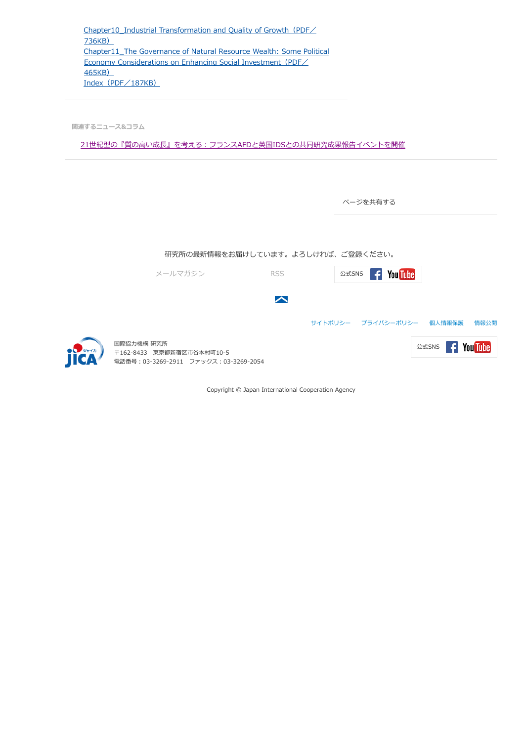- Chapter10_Industrial Transformation and Quality of Growth（PDF／736KB）
- Chapter11_The Governance of Natural Resource Wealth: Some Political Economy Considerations on Enhancing Social Investment（PDF／465KB）
- Index（PDF／187KB）

関連するニュース&コラム

21世紀型の『質の高い成長』を考える：フランスAFDと英国IDSとの共同研究成果報告イベントを開催

ページを共有する

研究所の最新情報をお届けしています。よろしければ、ご登録ください。

メールマガジン　RSS　公式SNS

サイトポリシー　プライバシーポリシー　個人情報保護　情報公開

国際協力機構 研究所
〒162-8433　東京都新宿区市谷本村町10-5
電話番号：03-3269-2911　ファックス：03-3269-2054

公式SNS

Copyright © Japan International Cooperation Agency